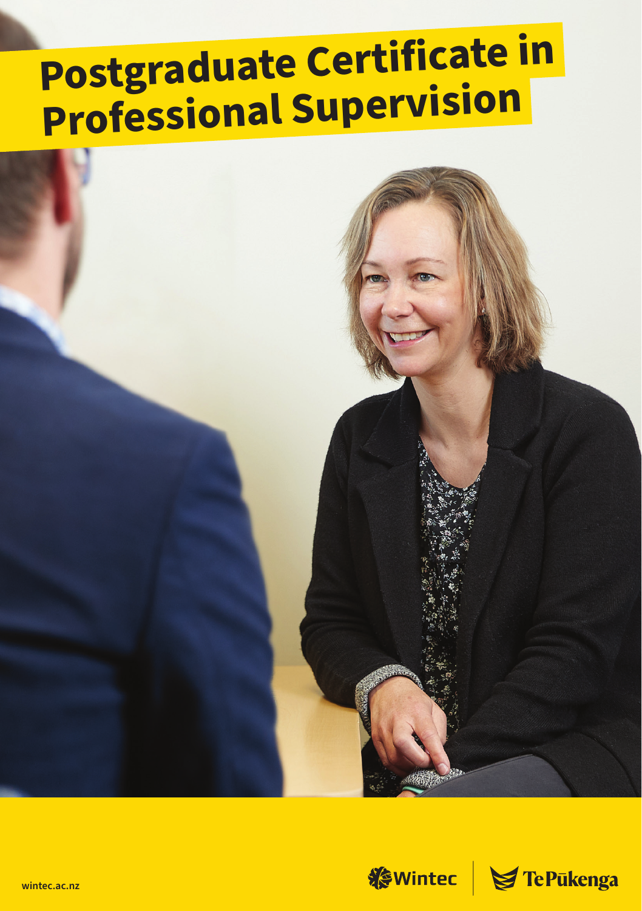# Postgraduate Certificate in Professional Supervision

wintec.ac.nz

Wintec | Te Pūkenga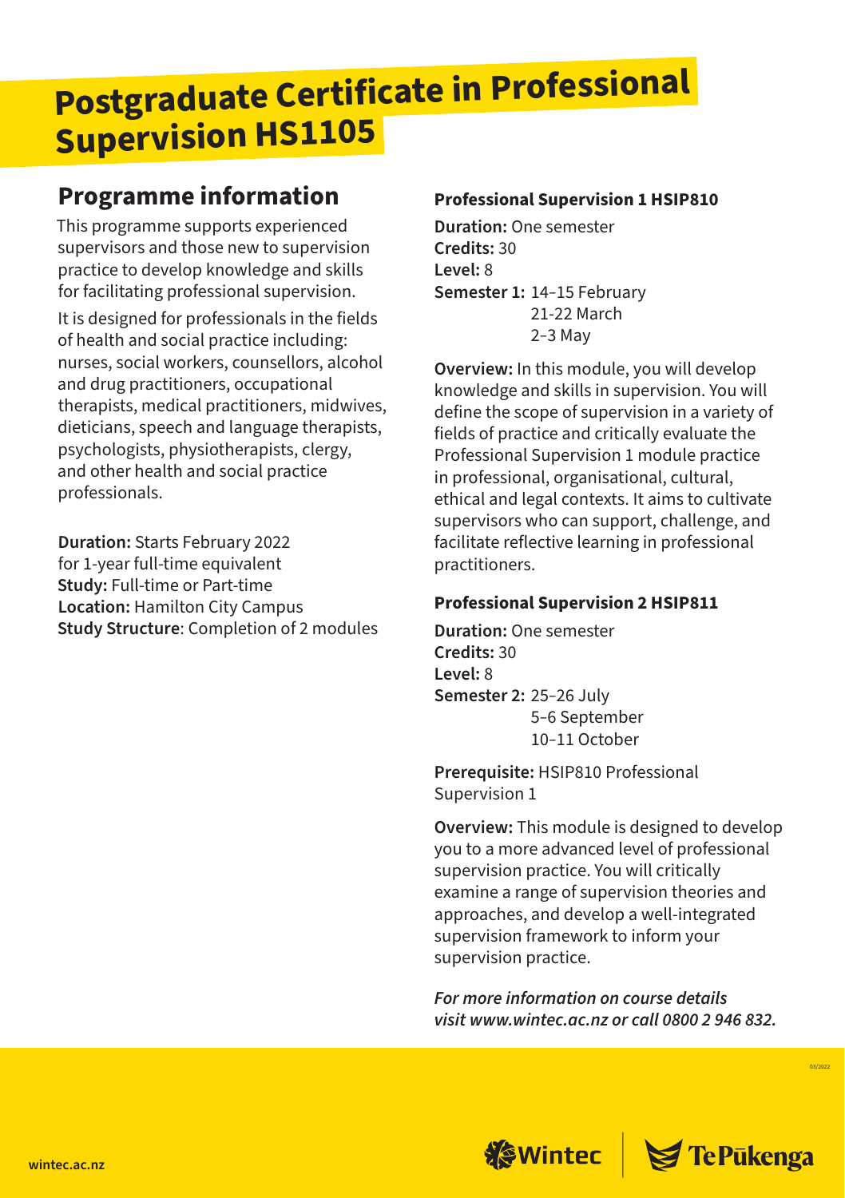# Postgraduate Certificate in Professional Supervision HS1105

## Programme information

This programme supports experienced supervisors and those new to supervision practice to develop knowledge and skills for facilitating professional supervision.

It is designed for professionals in the fields of health and social practice including: nurses, social workers, counsellors, alcohol and drug practitioners, occupational therapists, medical practitioners, midwives, dieticians, speech and language therapists, psychologists, physiotherapists, clergy, and other health and social practice professionals.

**Duration:** Starts February 2022 for 1-year full-time equivalent
**Study:** Full-time or Part-time
**Location:** Hamilton City Campus
**Study Structure**: Completion of 2 modules

### Professional Supervision 1 HSIP810

**Duration:** One semester
**Credits:** 30
**Level:** 8
**Semester 1:** 14–15 February
21-22 March
2–3 May

**Overview:** In this module, you will develop knowledge and skills in supervision. You will define the scope of supervision in a variety of fields of practice and critically evaluate the Professional Supervision 1 module practice in professional, organisational, cultural, ethical and legal contexts. It aims to cultivate supervisors who can support, challenge, and facilitate reflective learning in professional practitioners.

### Professional Supervision 2 HSIP811

**Duration:** One semester
**Credits:** 30
**Level:** 8
**Semester 2:** 25–26 July
5–6 September
10–11 October

**Prerequisite:** HSIP810 Professional Supervision 1

**Overview:** This module is designed to develop you to a more advanced level of professional supervision practice. You will critically examine a range of supervision theories and approaches, and develop a well-integrated supervision framework to inform your supervision practice.

***For more information on course details visit www.wintec.ac.nz or call 0800 2 946 832.***

03/2022

wintec.ac.nz

Wintec | Te Pūkenga